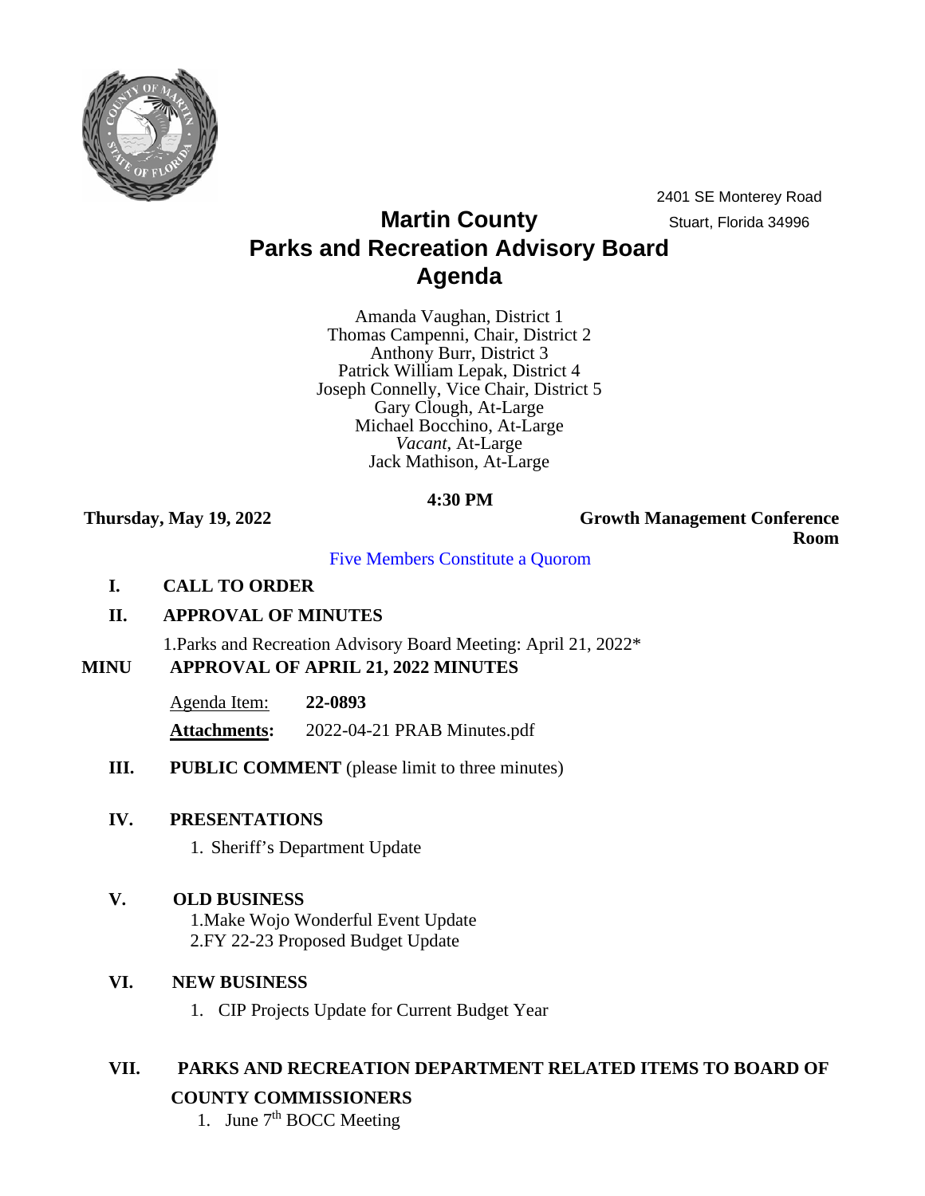2401 SE Monterey Road
Stuart, Florida 34996

# Martin County
# Parks and Recreation Advisory Board
# Agenda

Amanda Vaughan, District 1
Thomas Campenni, Chair, District 2
Anthony Burr, District 3
Patrick William Lepak, District 4
Joseph Connelly, Vice Chair, District 5
Gary Clough, At-Large
Michael Bocchino, At-Large
*Vacant*, At-Large
Jack Mathison, At-Large

**4:30 PM**

**Thursday, May 19, 2022** **Growth Management Conference Room**

Five Members Constitute a Quorom

**I. CALL TO ORDER**

**II. APPROVAL OF MINUTES**

1.Parks and Recreation Advisory Board Meeting: April 21, 2022*

**MINU APPROVAL OF APRIL 21, 2022 MINUTES**

Agenda Item: **22-0893**

**Attachments:** 2022-04-21 PRAB Minutes.pdf

**III. PUBLIC COMMENT** (please limit to three minutes)

**IV. PRESENTATIONS**

1. Sheriff's Department Update

**V. OLD BUSINESS**

1.Make Wojo Wonderful Event Update
2.FY 22-23 Proposed Budget Update

**VI. NEW BUSINESS**

1. CIP Projects Update for Current Budget Year

**VII. PARKS AND RECREATION DEPARTMENT RELATED ITEMS TO BOARD OF COUNTY COMMISSIONERS**

1. June 7th BOCC Meeting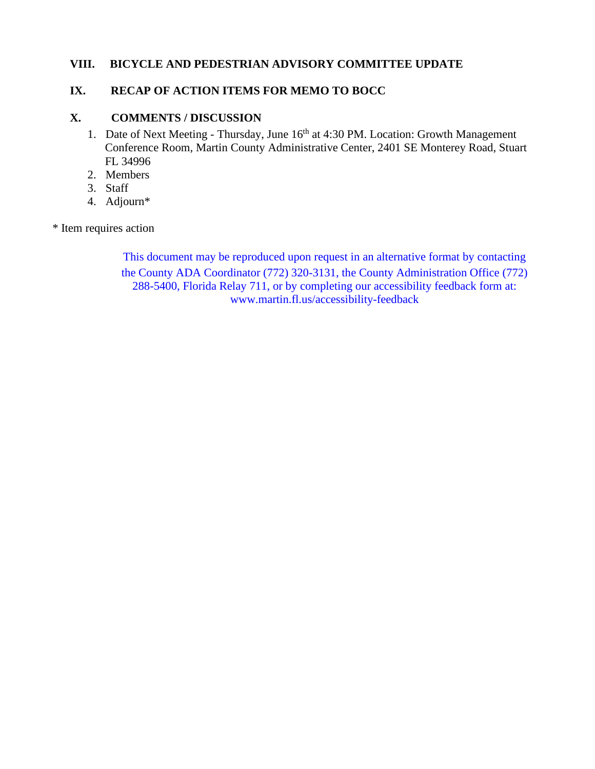## VIII. BICYCLE AND PEDESTRIAN ADVISORY COMMITTEE UPDATE

## IX. RECAP OF ACTION ITEMS FOR MEMO TO BOCC

## X. COMMENTS / DISCUSSION

1. Date of Next Meeting - Thursday, June 16th at 4:30 PM. Location: Growth Management Conference Room, Martin County Administrative Center, 2401 SE Monterey Road, Stuart FL 34996
2. Members
3. Staff
4. Adjourn*

\* Item requires action

This document may be reproduced upon request in an alternative format by contacting the County ADA Coordinator (772) 320-3131, the County Administration Office (772) 288-5400, Florida Relay 711, or by completing our accessibility feedback form at: www.martin.fl.us/accessibility-feedback